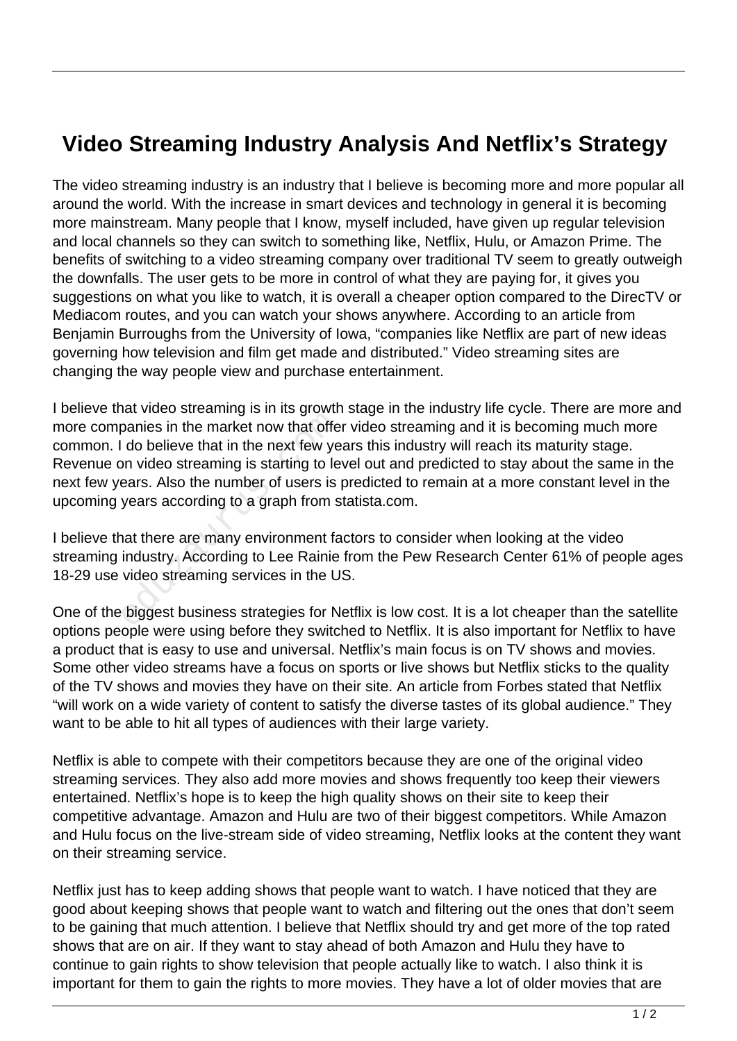# Video Streaming Industry Analysis And Netflix's Strategy

The video streaming industry is an industry that I believe is becoming more and more popular all around the world. With the increase in smart devices and technology in general it is becoming more mainstream. Many people that I know, myself included, have given up regular television and local channels so they can switch to something like, Netflix, Hulu, or Amazon Prime. The benefits of switching to a video streaming company over traditional TV seem to greatly outweigh the downfalls. The user gets to be more in control of what they are paying for, it gives you suggestions on what you like to watch, it is overall a cheaper option compared to the DirecTV or Mediacom routes, and you can watch your shows anywhere. According to an article from Benjamin Burroughs from the University of Iowa, "companies like Netflix are part of new ideas governing how television and film get made and distributed." Video streaming sites are changing the way people view and purchase entertainment.

I believe that video streaming is in its growth stage in the industry life cycle. There are more and more companies in the market now that offer video streaming and it is becoming much more common. I do believe that in the next few years this industry will reach its maturity stage. Revenue on video streaming is starting to level out and predicted to stay about the same in the next few years. Also the number of users is predicted to remain at a more constant level in the upcoming years according to a graph from statista.com.

I believe that there are many environment factors to consider when looking at the video streaming industry. According to Lee Rainie from the Pew Research Center 61% of people ages 18-29 use video streaming services in the US.

One of the biggest business strategies for Netflix is low cost. It is a lot cheaper than the satellite options people were using before they switched to Netflix. It is also important for Netflix to have a product that is easy to use and universal. Netflix's main focus is on TV shows and movies. Some other video streams have a focus on sports or live shows but Netflix sticks to the quality of the TV shows and movies they have on their site. An article from Forbes stated that Netflix "will work on a wide variety of content to satisfy the diverse tastes of its global audience." They want to be able to hit all types of audiences with their large variety.

Netflix is able to compete with their competitors because they are one of the original video streaming services. They also add more movies and shows frequently too keep their viewers entertained. Netflix's hope is to keep the high quality shows on their site to keep their competitive advantage. Amazon and Hulu are two of their biggest competitors. While Amazon and Hulu focus on the live-stream side of video streaming, Netflix looks at the content they want on their streaming service.

Netflix just has to keep adding shows that people want to watch. I have noticed that they are good about keeping shows that people want to watch and filtering out the ones that don't seem to be gaining that much attention. I believe that Netflix should try and get more of the top rated shows that are on air. If they want to stay ahead of both Amazon and Hulu they have to continue to gain rights to show television that people actually like to watch. I also think it is important for them to gain the rights to more movies. They have a lot of older movies that are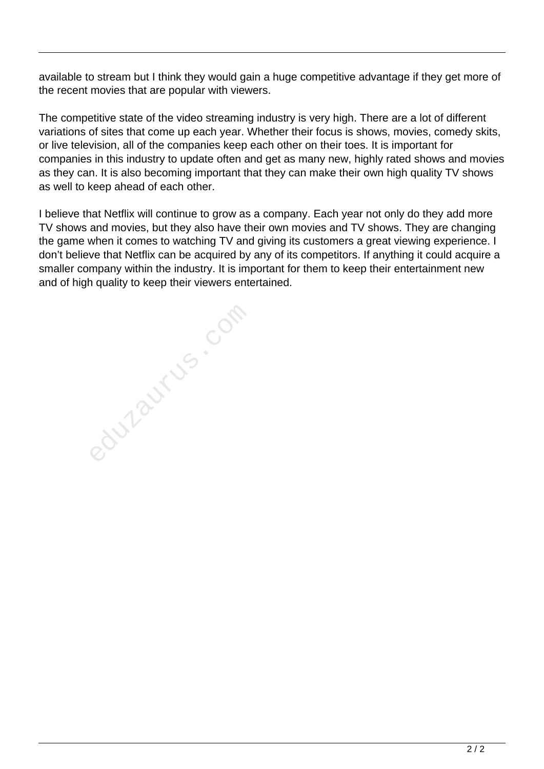available to stream but I think they would gain a huge competitive advantage if they get more of the recent movies that are popular with viewers.

The competitive state of the video streaming industry is very high. There are a lot of different variations of sites that come up each year. Whether their focus is shows, movies, comedy skits, or live television, all of the companies keep each other on their toes. It is important for companies in this industry to update often and get as many new, highly rated shows and movies as they can. It is also becoming important that they can make their own high quality TV shows as well to keep ahead of each other.

I believe that Netflix will continue to grow as a company. Each year not only do they add more TV shows and movies, but they also have their own movies and TV shows. They are changing the game when it comes to watching TV and giving its customers a great viewing experience. I don’t believe that Netflix can be acquired by any of its competitors. If anything it could acquire a smaller company within the industry. It is important for them to keep their entertainment new and of high quality to keep their viewers entertained.